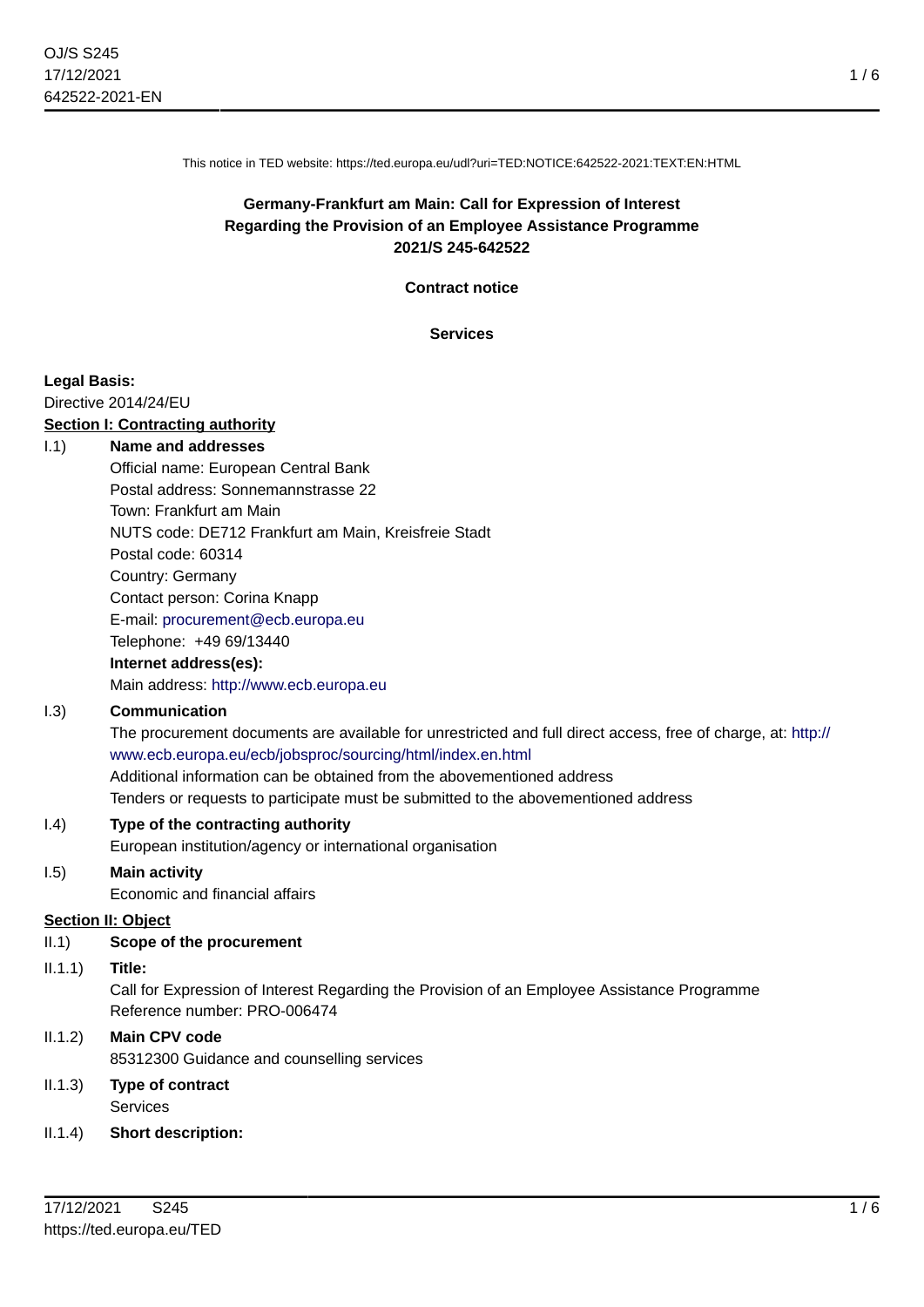This notice in TED website: https://ted.europa.eu/udl?uri=TED:NOTICE:642522-2021:TEXT:EN:HTML

# Germany-Frankfurt am Main: Call for Expression of Interest Regarding the Provision of an Employee Assistance Programme 2021/S 245-642522

**Contract notice**

**Services**

**Legal Basis:**

Directive 2014/24/EU

**Section I: Contracting authority**

I.1) **Name and addresses**

Official name: European Central Bank
Postal address: Sonnemannstrasse 22
Town: Frankfurt am Main
NUTS code: DE712 Frankfurt am Main, Kreisfreie Stadt
Postal code: 60314
Country: Germany
Contact person: Corina Knapp
E-mail: procurement@ecb.europa.eu
Telephone: +49 69/13440

**Internet address(es):**

Main address: http://www.ecb.europa.eu

I.3) **Communication**

The procurement documents are available for unrestricted and full direct access, free of charge, at: http://www.ecb.europa.eu/ecb/jobsproc/sourcing/html/index.en.html
Additional information can be obtained from the abovementioned address
Tenders or requests to participate must be submitted to the abovementioned address

I.4) **Type of the contracting authority**

European institution/agency or international organisation

I.5) **Main activity**

Economic and financial affairs

**Section II: Object**

II.1) **Scope of the procurement**

II.1.1) **Title:**

Call for Expression of Interest Regarding the Provision of an Employee Assistance Programme
Reference number: PRO-006474

II.1.2) **Main CPV code**

85312300 Guidance and counselling services

II.1.3) **Type of contract**

Services

II.1.4) **Short description:**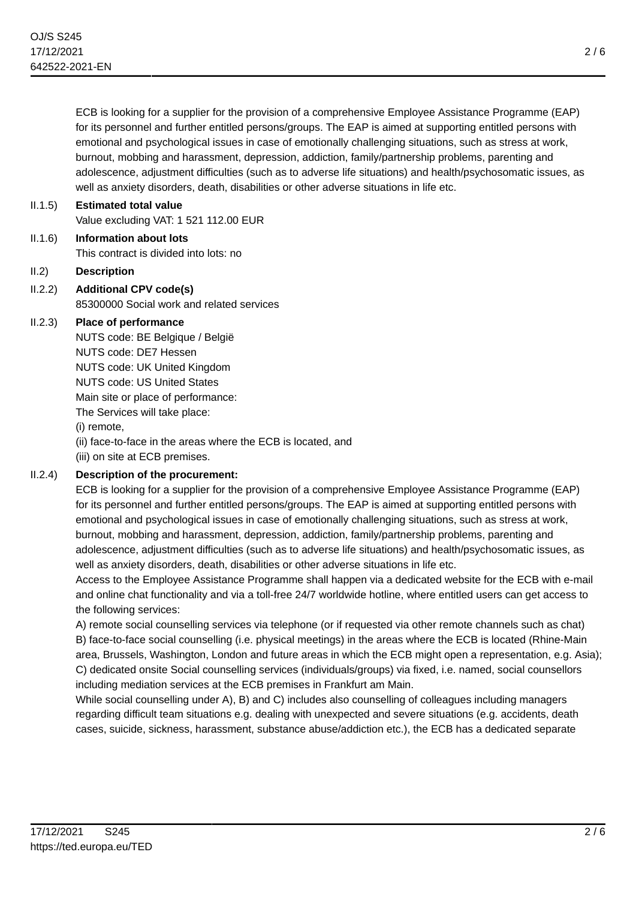ECB is looking for a supplier for the provision of a comprehensive Employee Assistance Programme (EAP) for its personnel and further entitled persons/groups. The EAP is aimed at supporting entitled persons with emotional and psychological issues in case of emotionally challenging situations, such as stress at work, burnout, mobbing and harassment, depression, addiction, family/partnership problems, parenting and adolescence, adjustment difficulties (such as to adverse life situations) and health/psychosomatic issues, as well as anxiety disorders, death, disabilities or other adverse situations in life etc.

II.1.5) **Estimated total value**

Value excluding VAT: 1 521 112.00 EUR

II.1.6) **Information about lots**

This contract is divided into lots: no

II.2) **Description**

II.2.2) **Additional CPV code(s)**

85300000 Social work and related services

II.2.3) **Place of performance**

NUTS code: BE Belgique / België
NUTS code: DE7 Hessen
NUTS code: UK United Kingdom
NUTS code: US United States
Main site or place of performance:
The Services will take place:
(i) remote,
(ii) face-to-face in the areas where the ECB is located, and
(iii) on site at ECB premises.

II.2.4) **Description of the procurement:**

ECB is looking for a supplier for the provision of a comprehensive Employee Assistance Programme (EAP) for its personnel and further entitled persons/groups. The EAP is aimed at supporting entitled persons with emotional and psychological issues in case of emotionally challenging situations, such as stress at work, burnout, mobbing and harassment, depression, addiction, family/partnership problems, parenting and adolescence, adjustment difficulties (such as to adverse life situations) and health/psychosomatic issues, as well as anxiety disorders, death, disabilities or other adverse situations in life etc.

Access to the Employee Assistance Programme shall happen via a dedicated website for the ECB with e-mail and online chat functionality and via a toll-free 24/7 worldwide hotline, where entitled users can get access to the following services:

A) remote social counselling services via telephone (or if requested via other remote channels such as chat)
B) face-to-face social counselling (i.e. physical meetings) in the areas where the ECB is located (Rhine-Main area, Brussels, Washington, London and future areas in which the ECB might open a representation, e.g. Asia);
C) dedicated onsite Social counselling services (individuals/groups) via fixed, i.e. named, social counsellors including mediation services at the ECB premises in Frankfurt am Main.

While social counselling under A), B) and C) includes also counselling of colleagues including managers regarding difficult team situations e.g. dealing with unexpected and severe situations (e.g. accidents, death cases, suicide, sickness, harassment, substance abuse/addiction etc.), the ECB has a dedicated separate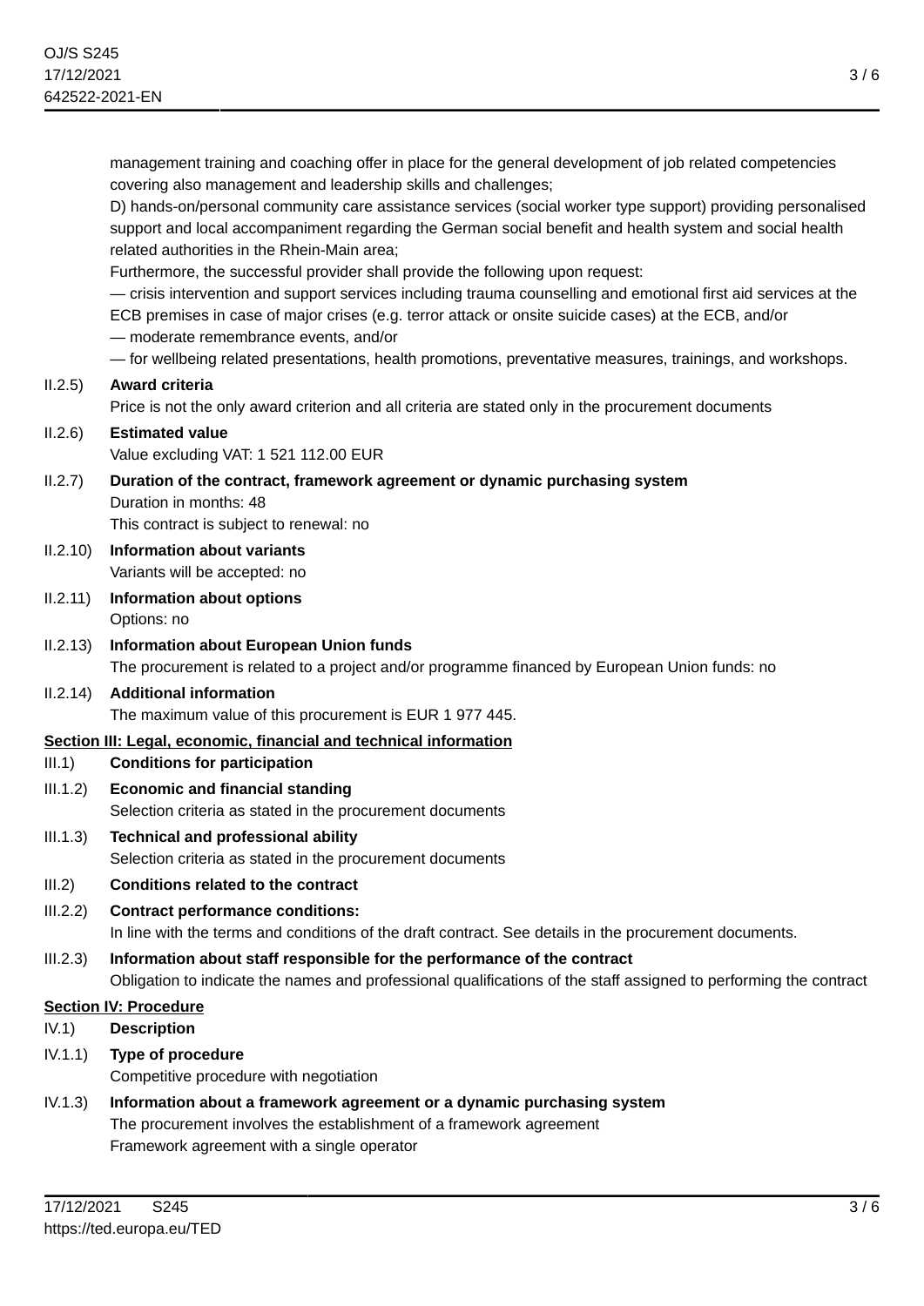management training and coaching offer in place for the general development of job related competencies covering also management and leadership skills and challenges;

D) hands-on/personal community care assistance services (social worker type support) providing personalised support and local accompaniment regarding the German social benefit and health system and social health related authorities in the Rhein-Main area;

Furthermore, the successful provider shall provide the following upon request:

— crisis intervention and support services including trauma counselling and emotional first aid services at the ECB premises in case of major crises (e.g. terror attack or onsite suicide cases) at the ECB, and/or

— moderate remembrance events, and/or

— for wellbeing related presentations, health promotions, preventative measures, trainings, and workshops.

II.2.5) **Award criteria**

Price is not the only award criterion and all criteria are stated only in the procurement documents

II.2.6) **Estimated value**

Value excluding VAT: 1 521 112.00 EUR

II.2.7) **Duration of the contract, framework agreement or dynamic purchasing system**

Duration in months: 48

This contract is subject to renewal: no

II.2.10) **Information about variants**

Variants will be accepted: no

II.2.11) **Information about options**

Options: no

II.2.13) **Information about European Union funds**

The procurement is related to a project and/or programme financed by European Union funds: no

II.2.14) **Additional information**

The maximum value of this procurement is EUR 1 977 445.

## Section III: Legal, economic, financial and technical information

III.1) **Conditions for participation**

III.1.2) **Economic and financial standing**

Selection criteria as stated in the procurement documents

III.1.3) **Technical and professional ability**

Selection criteria as stated in the procurement documents

III.2) **Conditions related to the contract**

III.2.2) **Contract performance conditions:**

In line with the terms and conditions of the draft contract. See details in the procurement documents.

III.2.3) **Information about staff responsible for the performance of the contract**

Obligation to indicate the names and professional qualifications of the staff assigned to performing the contract

## Section IV: Procedure

IV.1) **Description**

IV.1.1) **Type of procedure**

Competitive procedure with negotiation

IV.1.3) **Information about a framework agreement or a dynamic purchasing system**

The procurement involves the establishment of a framework agreement

Framework agreement with a single operator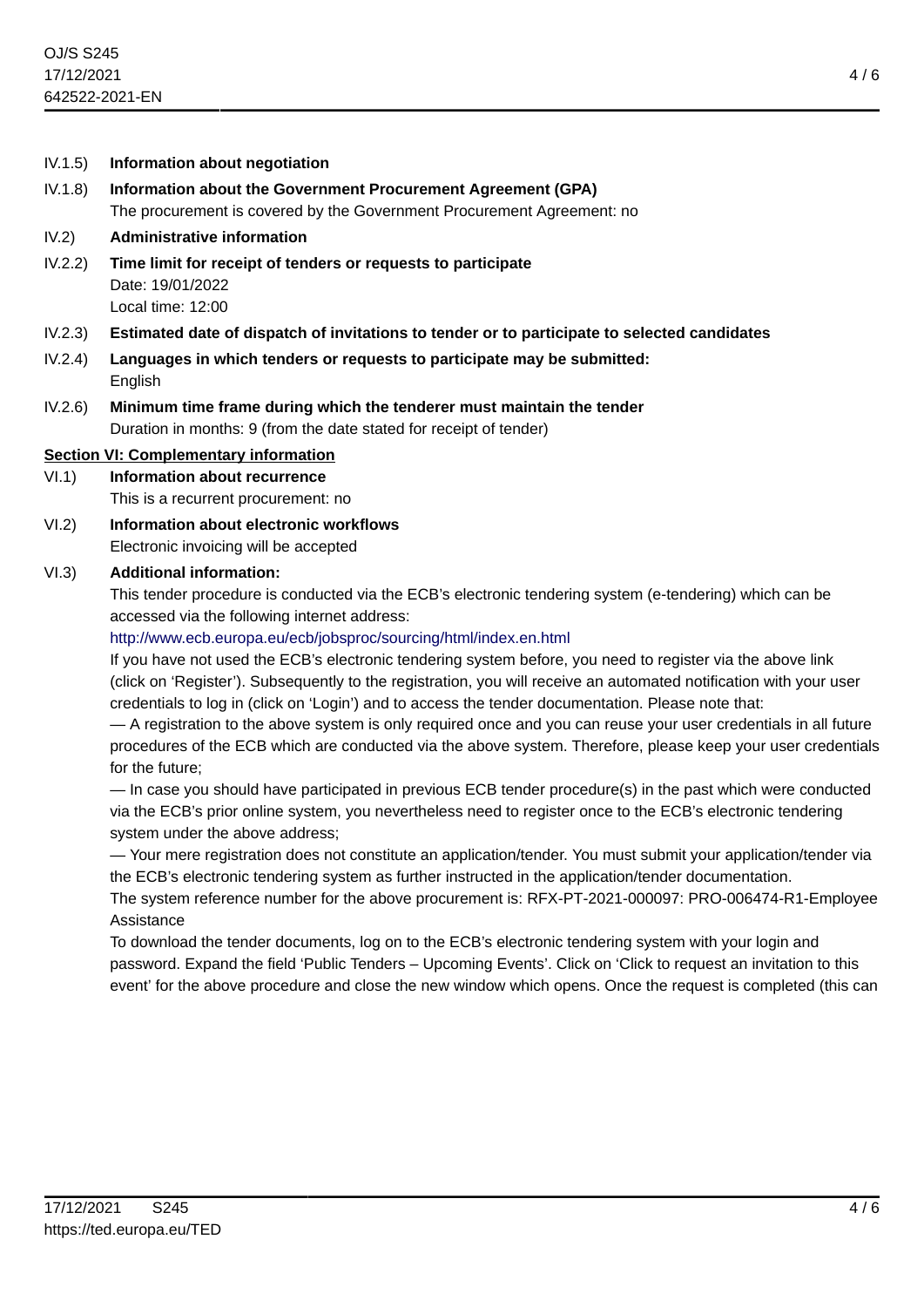IV.1.5) **Information about negotiation**

IV.1.8) **Information about the Government Procurement Agreement (GPA)**

The procurement is covered by the Government Procurement Agreement: no

IV.2) **Administrative information**

IV.2.2) **Time limit for receipt of tenders or requests to participate**

Date: 19/01/2022

Local time: 12:00

IV.2.3) **Estimated date of dispatch of invitations to tender or to participate to selected candidates**

IV.2.4) **Languages in which tenders or requests to participate may be submitted:**

English

IV.2.6) **Minimum time frame during which the tenderer must maintain the tender**

Duration in months: 9 (from the date stated for receipt of tender)

## Section VI: Complementary information

VI.1) **Information about recurrence**

This is a recurrent procurement: no

VI.2) **Information about electronic workflows**

Electronic invoicing will be accepted

VI.3) **Additional information:**

This tender procedure is conducted via the ECB's electronic tendering system (e-tendering) which can be accessed via the following internet address:

http://www.ecb.europa.eu/ecb/jobsproc/sourcing/html/index.en.html

If you have not used the ECB's electronic tendering system before, you need to register via the above link (click on 'Register'). Subsequently to the registration, you will receive an automated notification with your user credentials to log in (click on 'Login') and to access the tender documentation. Please note that:

— A registration to the above system is only required once and you can reuse your user credentials in all future procedures of the ECB which are conducted via the above system. Therefore, please keep your user credentials for the future;

— In case you should have participated in previous ECB tender procedure(s) in the past which were conducted via the ECB's prior online system, you nevertheless need to register once to the ECB's electronic tendering system under the above address;

— Your mere registration does not constitute an application/tender. You must submit your application/tender via the ECB's electronic tendering system as further instructed in the application/tender documentation.

The system reference number for the above procurement is: RFX-PT-2021-000097: PRO-006474-R1-Employee Assistance

To download the tender documents, log on to the ECB's electronic tendering system with your login and password. Expand the field 'Public Tenders – Upcoming Events'. Click on 'Click to request an invitation to this event' for the above procedure and close the new window which opens. Once the request is completed (this can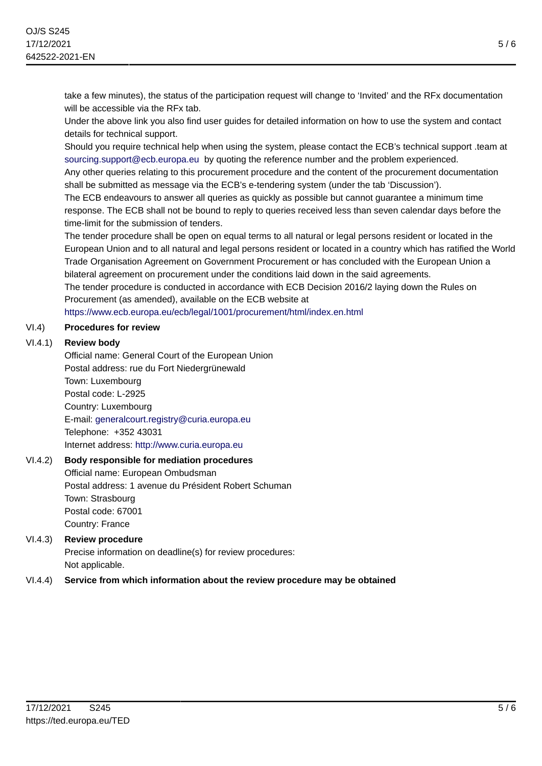take a few minutes), the status of the participation request will change to 'Invited' and the RFx documentation will be accessible via the RFx tab.
Under the above link you also find user guides for detailed information on how to use the system and contact details for technical support.
Should you require technical help when using the system, please contact the ECB's technical support .team at sourcing.support@ecb.europa.eu by quoting the reference number and the problem experienced.
Any other queries relating to this procurement procedure and the content of the procurement documentation shall be submitted as message via the ECB's e-tendering system (under the tab 'Discussion').
The ECB endeavours to answer all queries as quickly as possible but cannot guarantee a minimum time response. The ECB shall not be bound to reply to queries received less than seven calendar days before the time-limit for the submission of tenders.
The tender procedure shall be open on equal terms to all natural or legal persons resident or located in the European Union and to all natural and legal persons resident or located in a country which has ratified the World Trade Organisation Agreement on Government Procurement or has concluded with the European Union a bilateral agreement on procurement under the conditions laid down in the said agreements.
The tender procedure is conducted in accordance with ECB Decision 2016/2 laying down the Rules on Procurement (as amended), available on the ECB website at
https://www.ecb.europa.eu/ecb/legal/1001/procurement/html/index.en.html

### VI.4) Procedures for review

#### VI.4.1) Review body

Official name: General Court of the European Union
Postal address: rue du Fort Niedergrünewald
Town: Luxembourg
Postal code: L-2925
Country: Luxembourg
E-mail: generalcourt.registry@curia.europa.eu
Telephone: +352 43031
Internet address: http://www.curia.europa.eu

#### VI.4.2) Body responsible for mediation procedures

Official name: European Ombudsman
Postal address: 1 avenue du Président Robert Schuman
Town: Strasbourg
Postal code: 67001
Country: France

#### VI.4.3) Review procedure

Precise information on deadline(s) for review procedures:
Not applicable.

#### VI.4.4) Service from which information about the review procedure may be obtained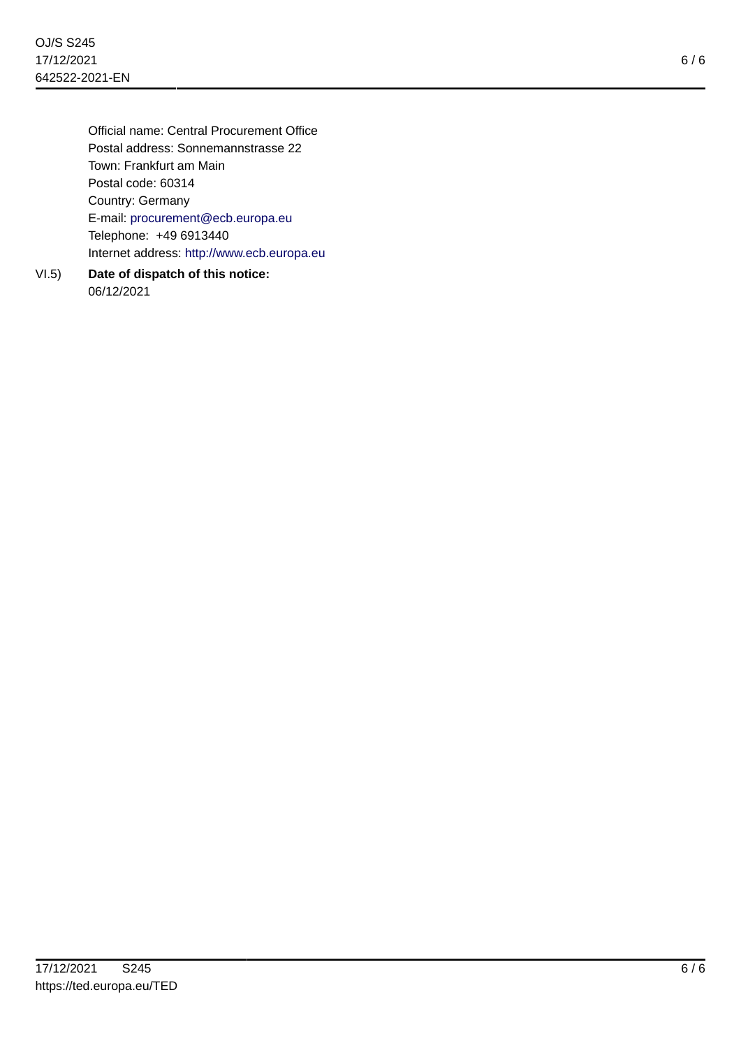Official name: Central Procurement Office
Postal address: Sonnemannstrasse 22
Town: Frankfurt am Main
Postal code: 60314
Country: Germany
E-mail: procurement@ecb.europa.eu
Telephone: +49 6913440
Internet address: http://www.ecb.europa.eu

VI.5) **Date of dispatch of this notice:**
06/12/2021